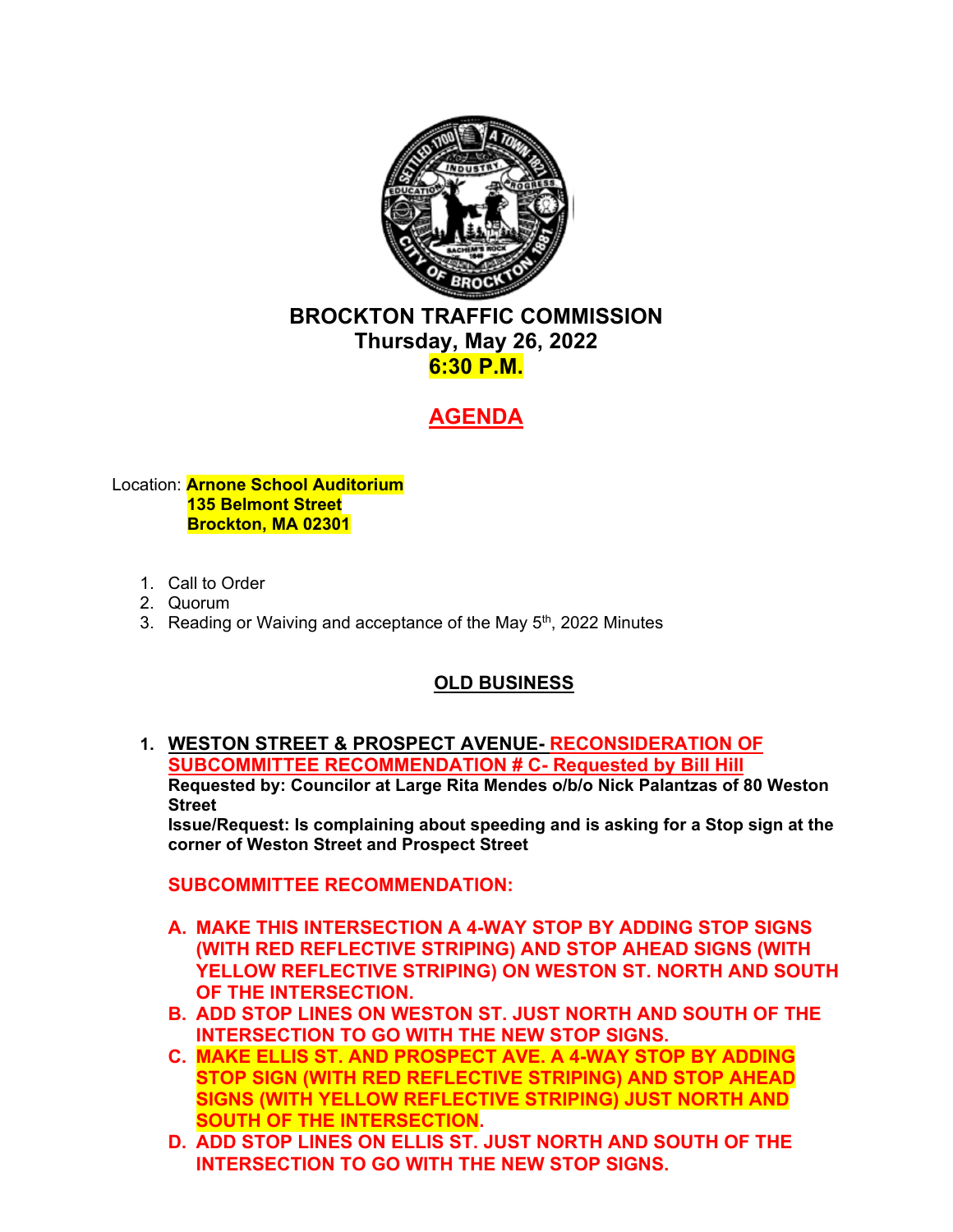# BROCKTON TRAFFIC COMMISSION

**Thursday, May 26, 2022**

**6:30 P.M.**

## AGENDA

Location: **Arnone School Auditorium**
**135 Belmont Street**
**Brockton, MA 02301**

1. Call to Order
2. Quorum
3. Reading or Waiving and acceptance of the May 5th, 2022 Minutes

## OLD BUSINESS

1. **WESTON STREET & PROSPECT AVENUE- RECONSIDERATION OF SUBCOMMITTEE RECOMMENDATION # C- Requested by Bill Hill**
   **Requested by: Councilor at Large Rita Mendes o/b/o Nick Palantzas of 80 Weston Street**
   **Issue/Request: Is complaining about speeding and is asking for a Stop sign at the corner of Weston Street and Prospect Street**

   **SUBCOMMITTEE RECOMMENDATION:**

   A. **MAKE THIS INTERSECTION A 4-WAY STOP BY ADDING STOP SIGNS (WITH RED REFLECTIVE STRIPING) AND STOP AHEAD SIGNS (WITH YELLOW REFLECTIVE STRIPING) ON WESTON ST. NORTH AND SOUTH OF THE INTERSECTION.**
   B. **ADD STOP LINES ON WESTON ST. JUST NORTH AND SOUTH OF THE INTERSECTION TO GO WITH THE NEW STOP SIGNS.**
   C. **MAKE ELLIS ST. AND PROSPECT AVE. A 4-WAY STOP BY ADDING STOP SIGN (WITH RED REFLECTIVE STRIPING) AND STOP AHEAD SIGNS (WITH YELLOW REFLECTIVE STRIPING) JUST NORTH AND SOUTH OF THE INTERSECTION.**
   D. **ADD STOP LINES ON ELLIS ST. JUST NORTH AND SOUTH OF THE INTERSECTION TO GO WITH THE NEW STOP SIGNS.**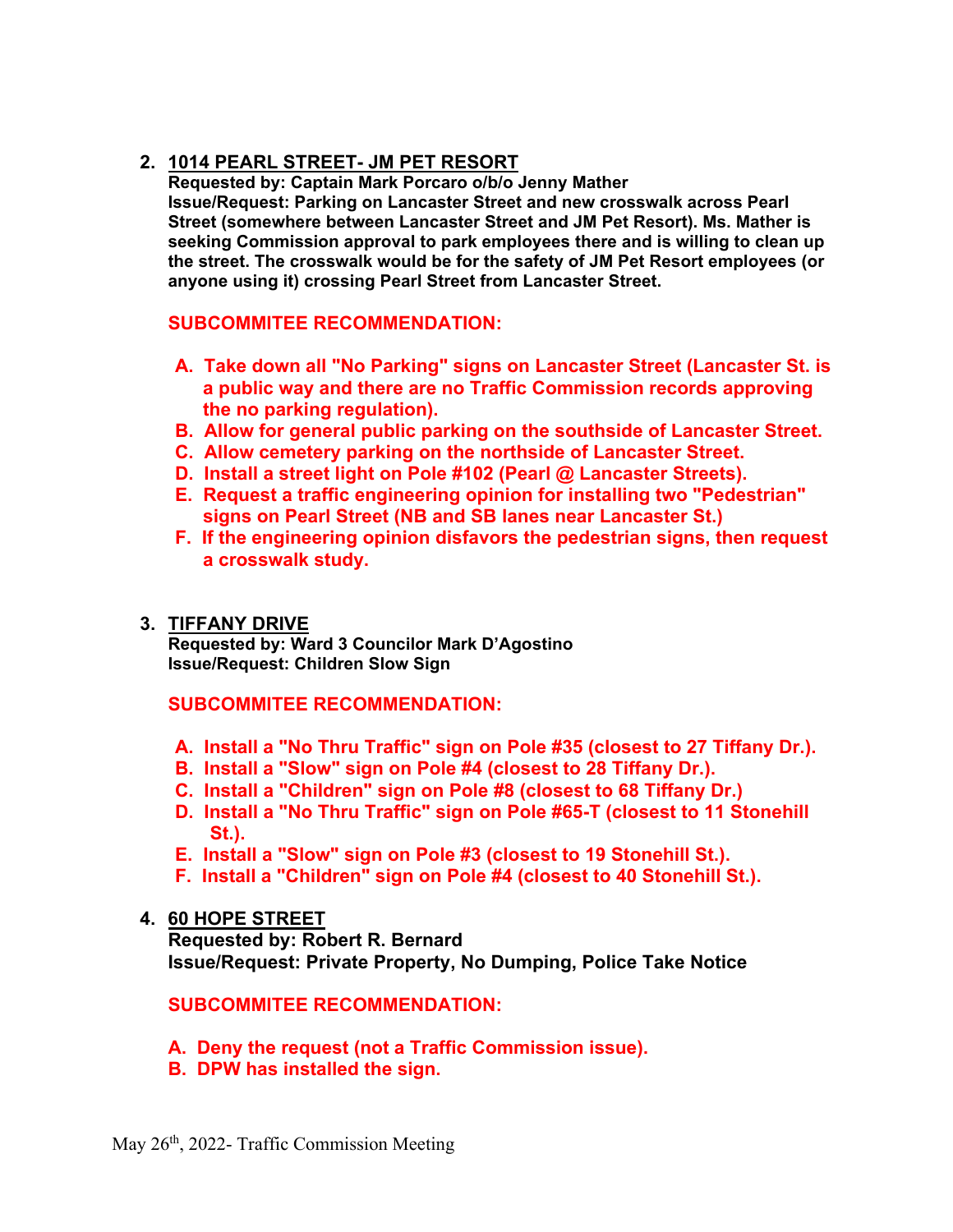2. **1014 PEARL STREET- JM PET RESORT**
   **Requested by: Captain Mark Porcaro o/b/o Jenny Mather**
   **Issue/Request: Parking on Lancaster Street and new crosswalk across Pearl Street (somewhere between Lancaster Street and JM Pet Resort). Ms. Mather is seeking Commission approval to park employees there and is willing to clean up the street. The crosswalk would be for the safety of JM Pet Resort employees (or anyone using it) crossing Pearl Street from Lancaster Street.**

   **SUBCOMMITEE RECOMMENDATION:**

   A. **Take down all "No Parking" signs on Lancaster Street (Lancaster St. is a public way and there are no Traffic Commission records approving the no parking regulation).**
   B. **Allow for general public parking on the southside of Lancaster Street.**
   C. **Allow cemetery parking on the northside of Lancaster Street.**
   D. **Install a street light on Pole #102 (Pearl @ Lancaster Streets).**
   E. **Request a traffic engineering opinion for installing two "Pedestrian" signs on Pearl Street (NB and SB lanes near Lancaster St.)**
   F. **If the engineering opinion disfavors the pedestrian signs, then request a crosswalk study.**

3. **TIFFANY DRIVE**
   **Requested by: Ward 3 Councilor Mark D'Agostino**
   **Issue/Request: Children Slow Sign**

   **SUBCOMMITEE RECOMMENDATION:**

   A. **Install a "No Thru Traffic" sign on Pole #35 (closest to 27 Tiffany Dr.).**
   B. **Install a "Slow" sign on Pole #4 (closest to 28 Tiffany Dr.).**
   C. **Install a "Children" sign on Pole #8 (closest to 68 Tiffany Dr.)**
   D. **Install a "No Thru Traffic" sign on Pole #65-T (closest to 11 Stonehill St.).**
   E. **Install a "Slow" sign on Pole #3 (closest to 19 Stonehill St.).**
   F. **Install a "Children" sign on Pole #4 (closest to 40 Stonehill St.).**

4. **60 HOPE STREET**
   **Requested by: Robert R. Bernard**
   **Issue/Request: Private Property, No Dumping, Police Take Notice**

   **SUBCOMMITEE RECOMMENDATION:**

   A. **Deny the request (not a Traffic Commission issue).**
   B. **DPW has installed the sign.**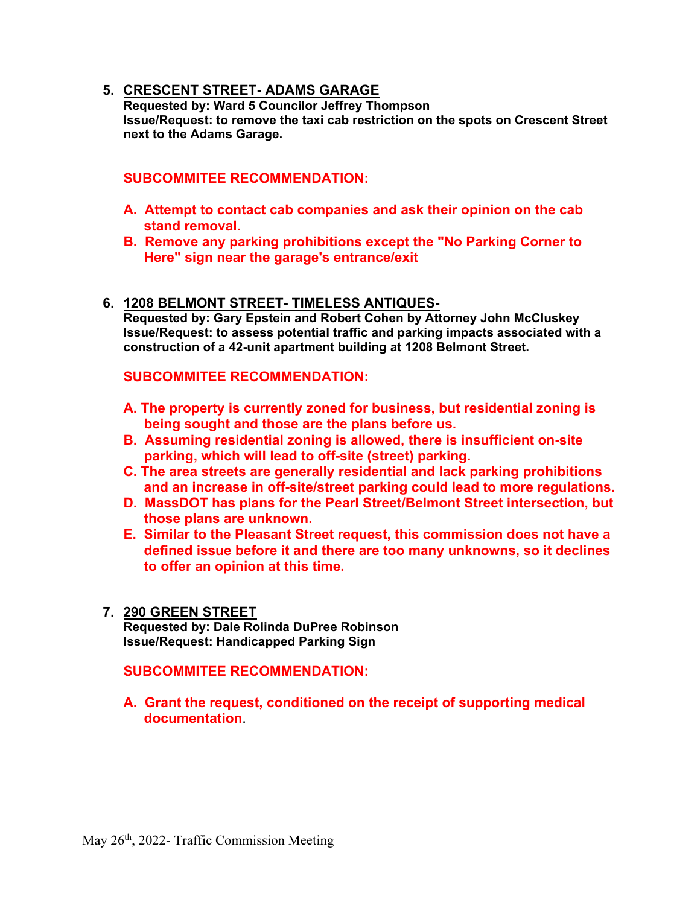5. **CRESCENT STREET- ADAMS GARAGE**
   **Requested by: Ward 5 Councilor Jeffrey Thompson**
   **Issue/Request: to remove the taxi cab restriction on the spots on Crescent Street next to the Adams Garage.**

   **SUBCOMMITEE RECOMMENDATION:**

   **A. Attempt to contact cab companies and ask their opinion on the cab stand removal.**
   **B. Remove any parking prohibitions except the "No Parking Corner to Here" sign near the garage's entrance/exit**

6. **1208 BELMONT STREET- TIMELESS ANTIQUES-**
   **Requested by: Gary Epstein and Robert Cohen by Attorney John McCluskey**
   **Issue/Request: to assess potential traffic and parking impacts associated with a construction of a 42-unit apartment building at 1208 Belmont Street.**

   **SUBCOMMITEE RECOMMENDATION:**

   **A. The property is currently zoned for business, but residential zoning is being sought and those are the plans before us.**
   **B. Assuming residential zoning is allowed, there is insufficient on-site parking, which will lead to off-site (street) parking.**
   **C. The area streets are generally residential and lack parking prohibitions and an increase in off-site/street parking could lead to more regulations.**
   **D. MassDOT has plans for the Pearl Street/Belmont Street intersection, but those plans are unknown.**
   **E. Similar to the Pleasant Street request, this commission does not have a defined issue before it and there are too many unknowns, so it declines to offer an opinion at this time.**

7. **290 GREEN STREET**
   **Requested by: Dale Rolinda DuPree Robinson**
   **Issue/Request: Handicapped Parking Sign**

   **SUBCOMMITEE RECOMMENDATION:**

   **A. Grant the request, conditioned on the receipt of supporting medical documentation.**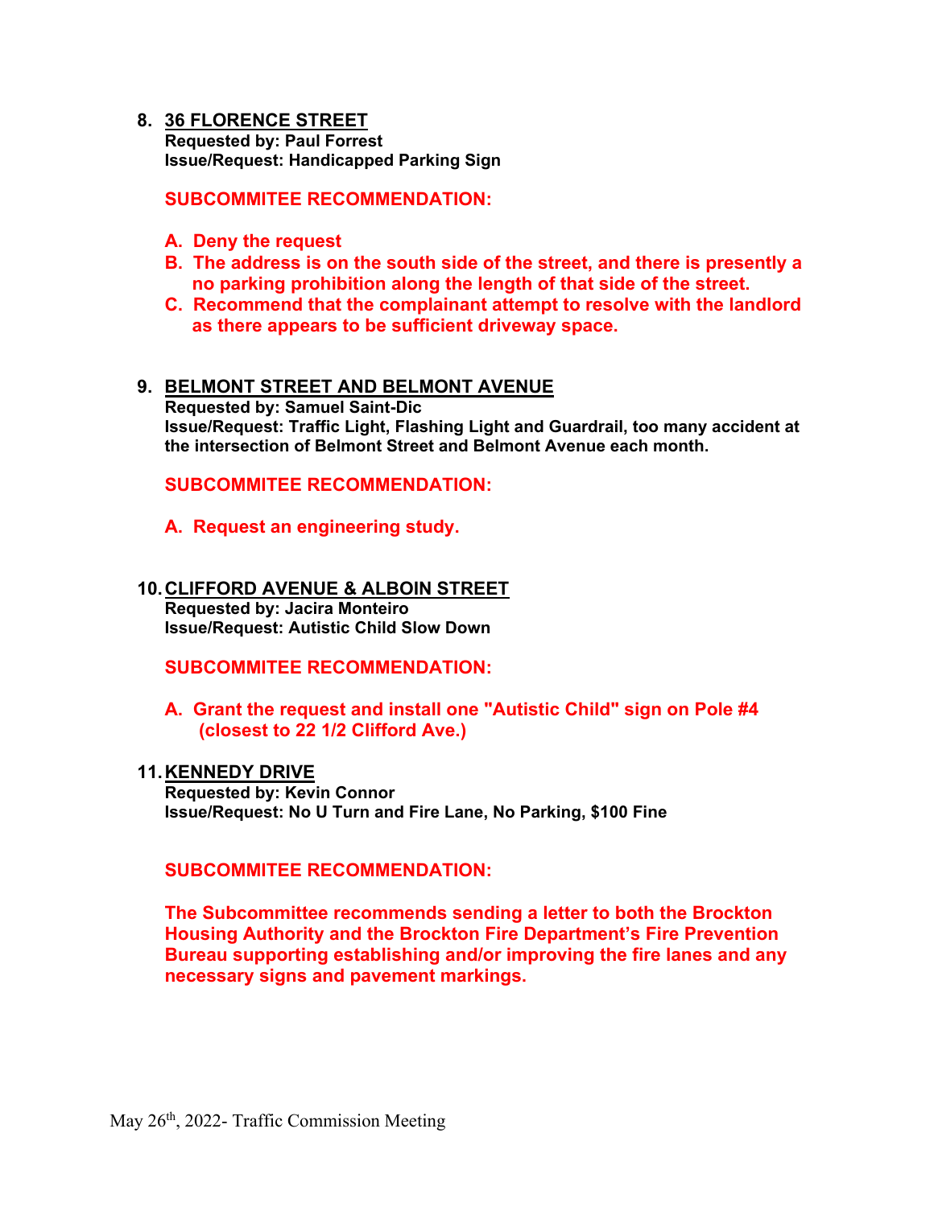8. **36 FLORENCE STREET**
   **Requested by: Paul Forrest**
   **Issue/Request: Handicapped Parking Sign**

   **SUBCOMMITEE RECOMMENDATION:**

   **A. Deny the request**
   **B. The address is on the south side of the street, and there is presently a no parking prohibition along the length of that side of the street.**
   **C. Recommend that the complainant attempt to resolve with the landlord as there appears to be sufficient driveway space.**

9. **BELMONT STREET AND BELMONT AVENUE**
   **Requested by: Samuel Saint-Dic**
   **Issue/Request: Traffic Light, Flashing Light and Guardrail, too many accident at the intersection of Belmont Street and Belmont Avenue each month.**

   **SUBCOMMITEE RECOMMENDATION:**

   **A. Request an engineering study.**

10. **CLIFFORD AVENUE & ALBOIN STREET**
    **Requested by: Jacira Monteiro**
    **Issue/Request: Autistic Child Slow Down**

    **SUBCOMMITEE RECOMMENDATION:**

    **A. Grant the request and install one "Autistic Child" sign on Pole #4 (closest to 22 1/2 Clifford Ave.)**

11. **KENNEDY DRIVE**
    **Requested by: Kevin Connor**
    **Issue/Request: No U Turn and Fire Lane, No Parking, $100 Fine**

    **SUBCOMMITEE RECOMMENDATION:**

    **The Subcommittee recommends sending a letter to both the Brockton Housing Authority and the Brockton Fire Department's Fire Prevention Bureau supporting establishing and/or improving the fire lanes and any necessary signs and pavement markings.**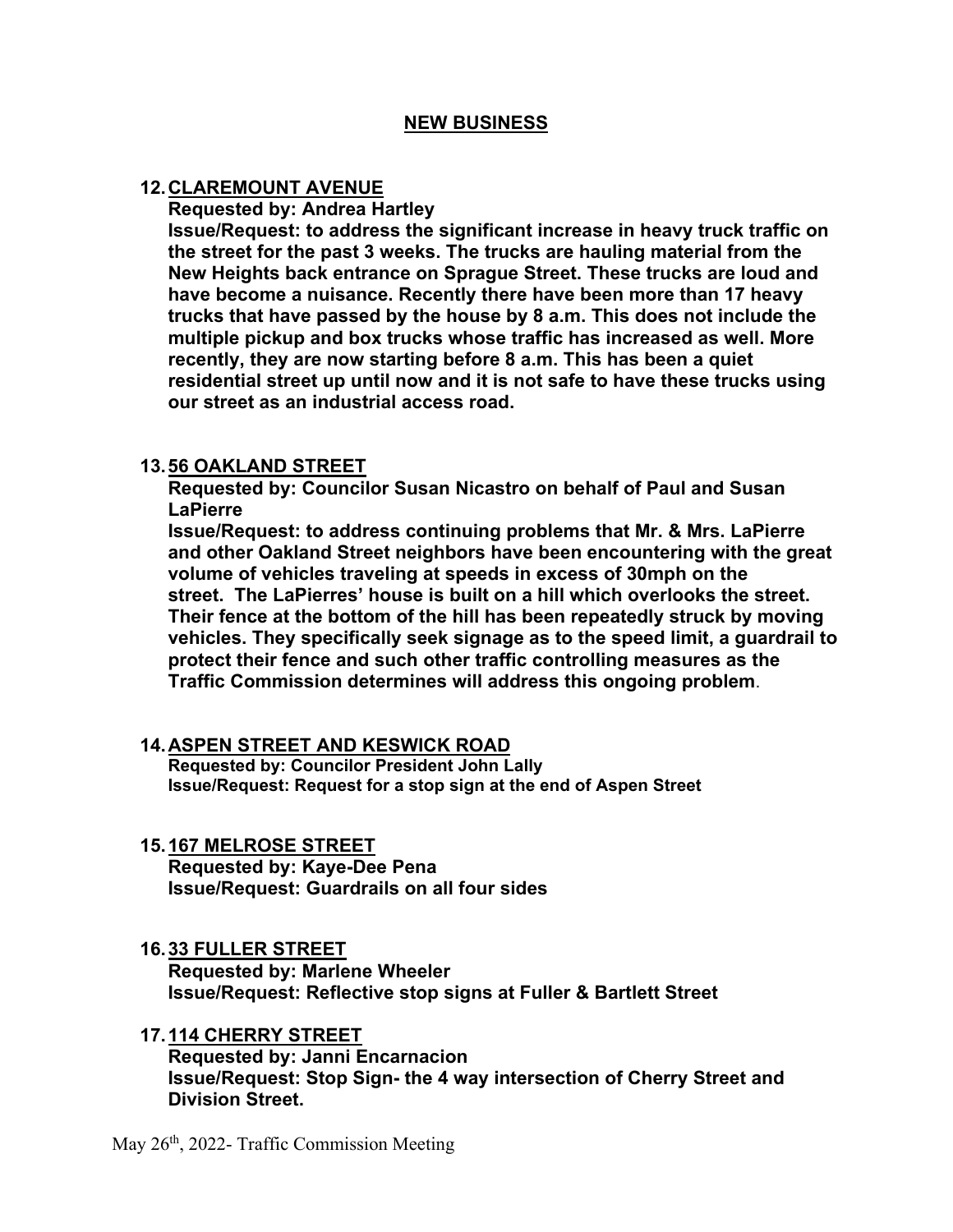## NEW BUSINESS

**12. CLAREMOUNT AVENUE**

**Requested by: Andrea Hartley**

**Issue/Request: to address the significant increase in heavy truck traffic on the street for the past 3 weeks. The trucks are hauling material from the New Heights back entrance on Sprague Street. These trucks are loud and have become a nuisance. Recently there have been more than 17 heavy trucks that have passed by the house by 8 a.m. This does not include the multiple pickup and box trucks whose traffic has increased as well. More recently, they are now starting before 8 a.m. This has been a quiet residential street up until now and it is not safe to have these trucks using our street as an industrial access road.**

**13. 56 OAKLAND STREET**

**Requested by: Councilor Susan Nicastro on behalf of Paul and Susan LaPierre**

**Issue/Request: to address continuing problems that Mr. & Mrs. LaPierre and other Oakland Street neighbors have been encountering with the great volume of vehicles traveling at speeds in excess of 30mph on the street. The LaPierres' house is built on a hill which overlooks the street. Their fence at the bottom of the hill has been repeatedly struck by moving vehicles. They specifically seek signage as to the speed limit, a guardrail to protect their fence and such other traffic controlling measures as the Traffic Commission determines will address this ongoing problem.**

**14. ASPEN STREET AND KESWICK ROAD**

**Requested by: Councilor President John Lally**

**Issue/Request: Request for a stop sign at the end of Aspen Street**

**15. 167 MELROSE STREET**

**Requested by: Kaye-Dee Pena**

**Issue/Request: Guardrails on all four sides**

**16. 33 FULLER STREET**

**Requested by: Marlene Wheeler**

**Issue/Request: Reflective stop signs at Fuller & Bartlett Street**

**17. 114 CHERRY STREET**

**Requested by: Janni Encarnacion**

**Issue/Request: Stop Sign- the 4 way intersection of Cherry Street and Division Street.**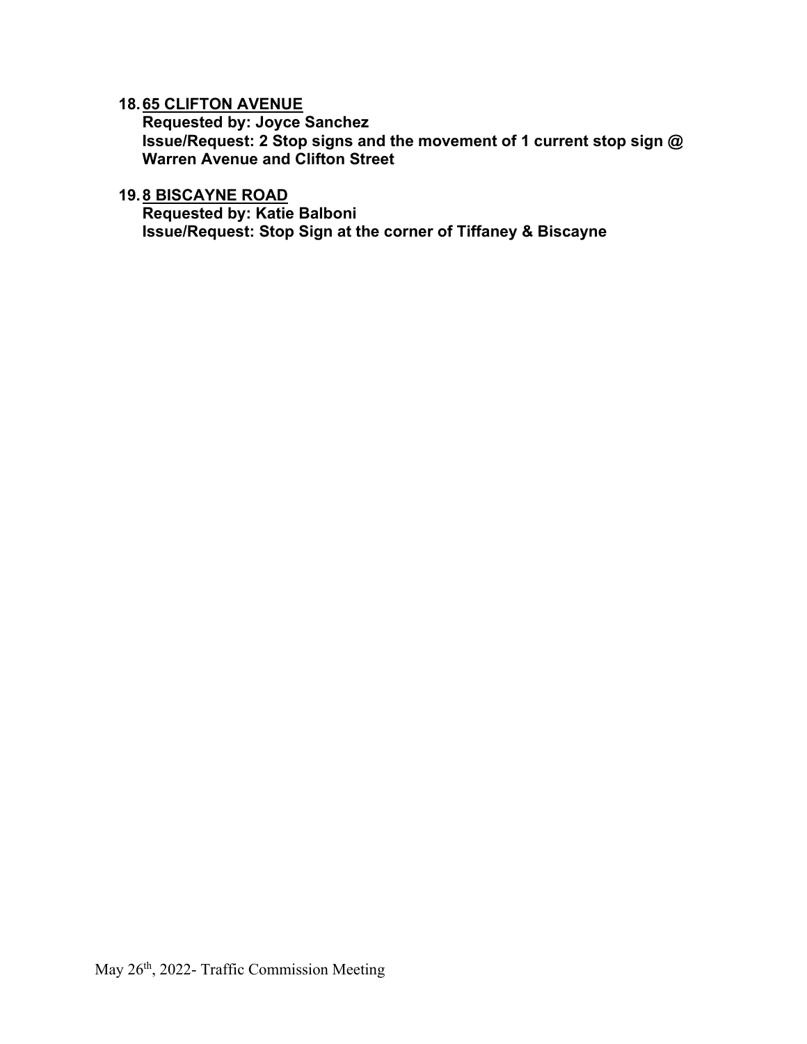18. **65 CLIFTON AVENUE**
    **Requested by: Joyce Sanchez**
    **Issue/Request: 2 Stop signs and the movement of 1 current stop sign @ Warren Avenue and Clifton Street**

19. **8 BISCAYNE ROAD**
    **Requested by: Katie Balboni**
    **Issue/Request: Stop Sign at the corner of Tiffaney & Biscayne**